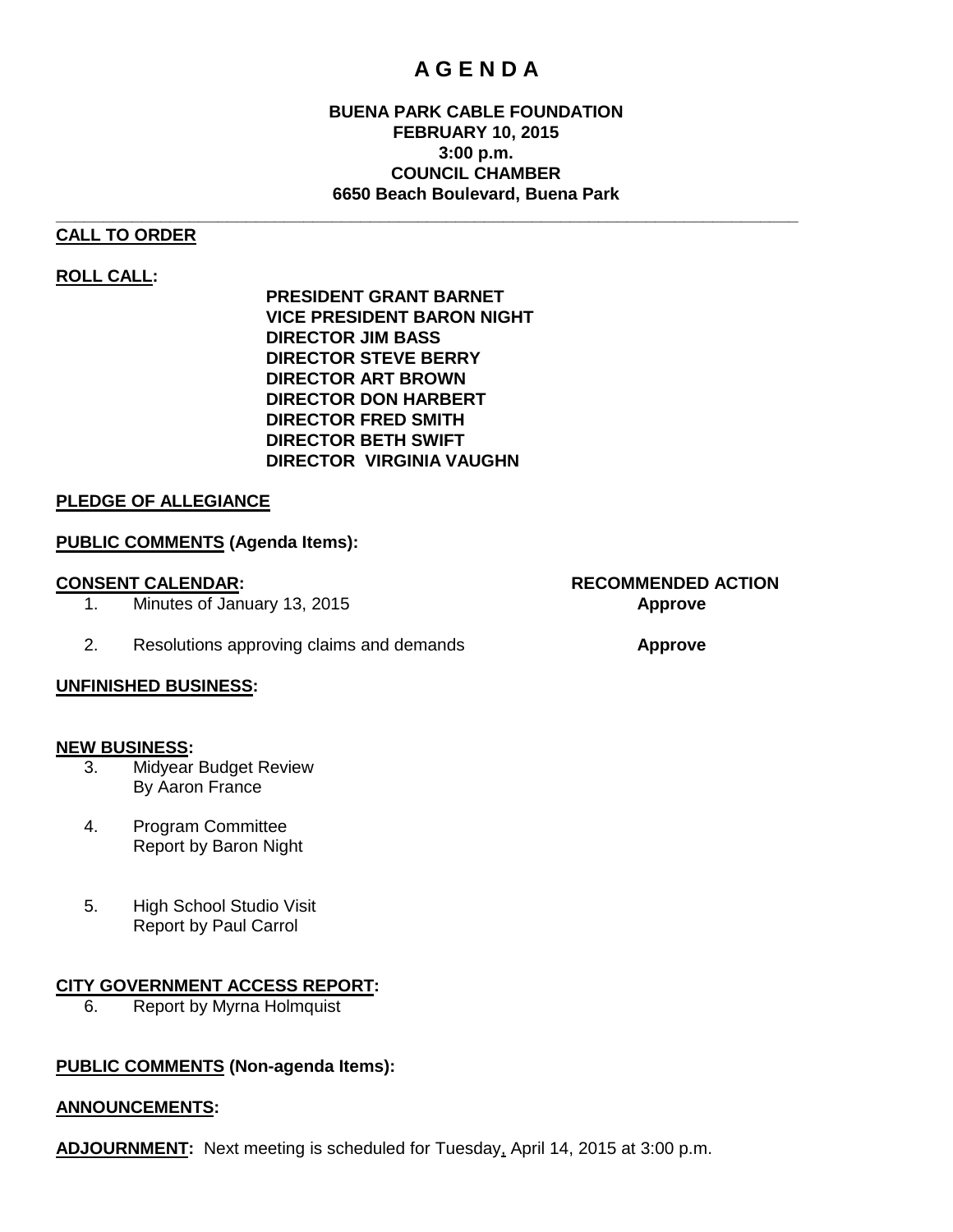# A G E N D A

**BUENA PARK CABLE FOUNDATION**
**FEBRUARY 10, 2015**
**3:00 p.m.**
**COUNCIL CHAMBER**
**6650 Beach Boulevard, Buena Park**

---

**CALL TO ORDER**

**ROLL CALL:**

**PRESIDENT GRANT BARNET**
**VICE PRESIDENT BARON NIGHT**
**DIRECTOR JIM BASS**
**DIRECTOR STEVE BERRY**
**DIRECTOR ART BROWN**
**DIRECTOR DON HARBERT**
**DIRECTOR FRED SMITH**
**DIRECTOR BETH SWIFT**
**DIRECTOR VIRGINIA VAUGHN**

**PLEDGE OF ALLEGIANCE**

**PUBLIC COMMENTS (Agenda Items):**

| **CONSENT CALENDAR:** | **RECOMMENDED ACTION** |
|---|---|
| 1. Minutes of January 13, 2015 | **Approve** |
| 2. Resolutions approving claims and demands | **Approve** |

**UNFINISHED BUSINESS:**

**NEW BUSINESS:**

3. Midyear Budget Review
   By Aaron France

4. Program Committee
   Report by Baron Night

5. High School Studio Visit
   Report by Paul Carrol

**CITY GOVERNMENT ACCESS REPORT:**

6. Report by Myrna Holmquist

**PUBLIC COMMENTS (Non-agenda Items):**

**ANNOUNCEMENTS:**

**ADJOURNMENT:** Next meeting is scheduled for Tuesday, April 14, 2015 at 3:00 p.m.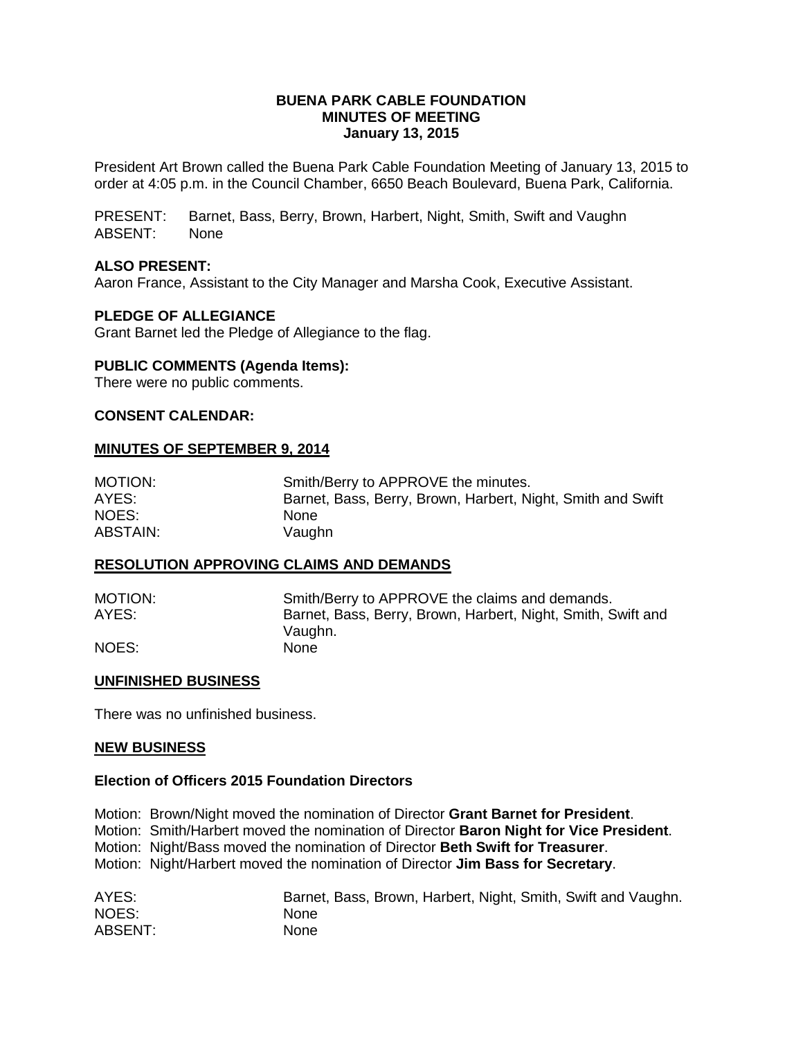**BUENA PARK CABLE FOUNDATION**
**MINUTES OF MEETING**
**January 13, 2015**

President Art Brown called the Buena Park Cable Foundation Meeting of January 13, 2015 to order at 4:05 p.m. in the Council Chamber, 6650 Beach Boulevard, Buena Park, California.

PRESENT: Barnet, Bass, Berry, Brown, Harbert, Night, Smith, Swift and Vaughn
ABSENT: None

**ALSO PRESENT:**
Aaron France, Assistant to the City Manager and Marsha Cook, Executive Assistant.

**PLEDGE OF ALLEGIANCE**
Grant Barnet led the Pledge of Allegiance to the flag.

**PUBLIC COMMENTS (Agenda Items):**
There were no public comments.

**CONSENT CALENDAR:**

**MINUTES OF SEPTEMBER 9, 2014**

MOTION: Smith/Berry to APPROVE the minutes.
AYES: Barnet, Bass, Berry, Brown, Harbert, Night, Smith and Swift
NOES: None
ABSTAIN: Vaughn

**RESOLUTION APPROVING CLAIMS AND DEMANDS**

MOTION: Smith/Berry to APPROVE the claims and demands.
AYES: Barnet, Bass, Berry, Brown, Harbert, Night, Smith, Swift and Vaughn.
NOES: None

**UNFINISHED BUSINESS**

There was no unfinished business.

**NEW BUSINESS**

**Election of Officers 2015 Foundation Directors**

Motion: Brown/Night moved the nomination of Director **Grant Barnet for President**.
Motion: Smith/Harbert moved the nomination of Director **Baron Night for Vice President**.
Motion: Night/Bass moved the nomination of Director **Beth Swift for Treasurer**.
Motion: Night/Harbert moved the nomination of Director **Jim Bass for Secretary**.

AYES: Barnet, Bass, Brown, Harbert, Night, Smith, Swift and Vaughn.
NOES: None
ABSENT: None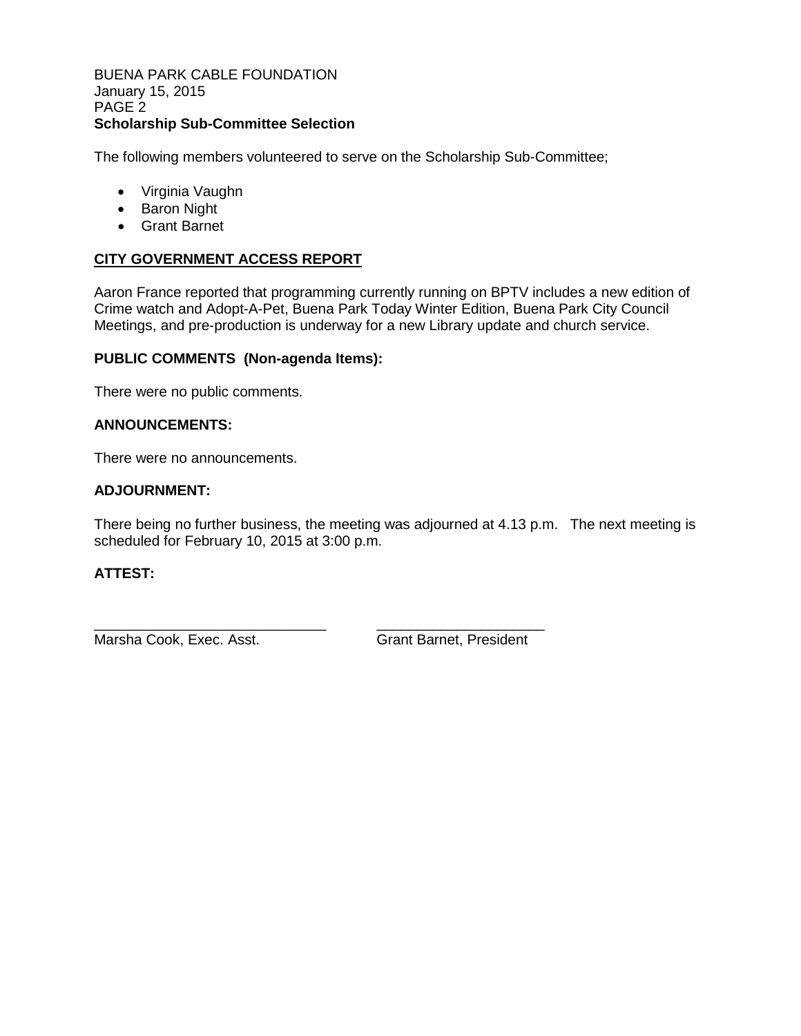**Scholarship Sub-Committee Selection**

The following members volunteered to serve on the Scholarship Sub-Committee;

- Virginia Vaughn
- Baron Night
- Grant Barnet

**CITY GOVERNMENT ACCESS REPORT**

Aaron France reported that programming currently running on BPTV includes a new edition of Crime watch and Adopt-A-Pet, Buena Park Today Winter Edition, Buena Park City Council Meetings, and pre-production is underway for a new Library update and church service.

**PUBLIC COMMENTS (Non-agenda Items):**

There were no public comments.

**ANNOUNCEMENTS:**

There were no announcements.

**ADJOURNMENT:**

There being no further business, the meeting was adjourned at 4.13 p.m. The next meeting is scheduled for February 10, 2015 at 3:00 p.m.

**ATTEST:**

______________________________ ______________________

Marsha Cook, Exec. Asst. Grant Barnet, President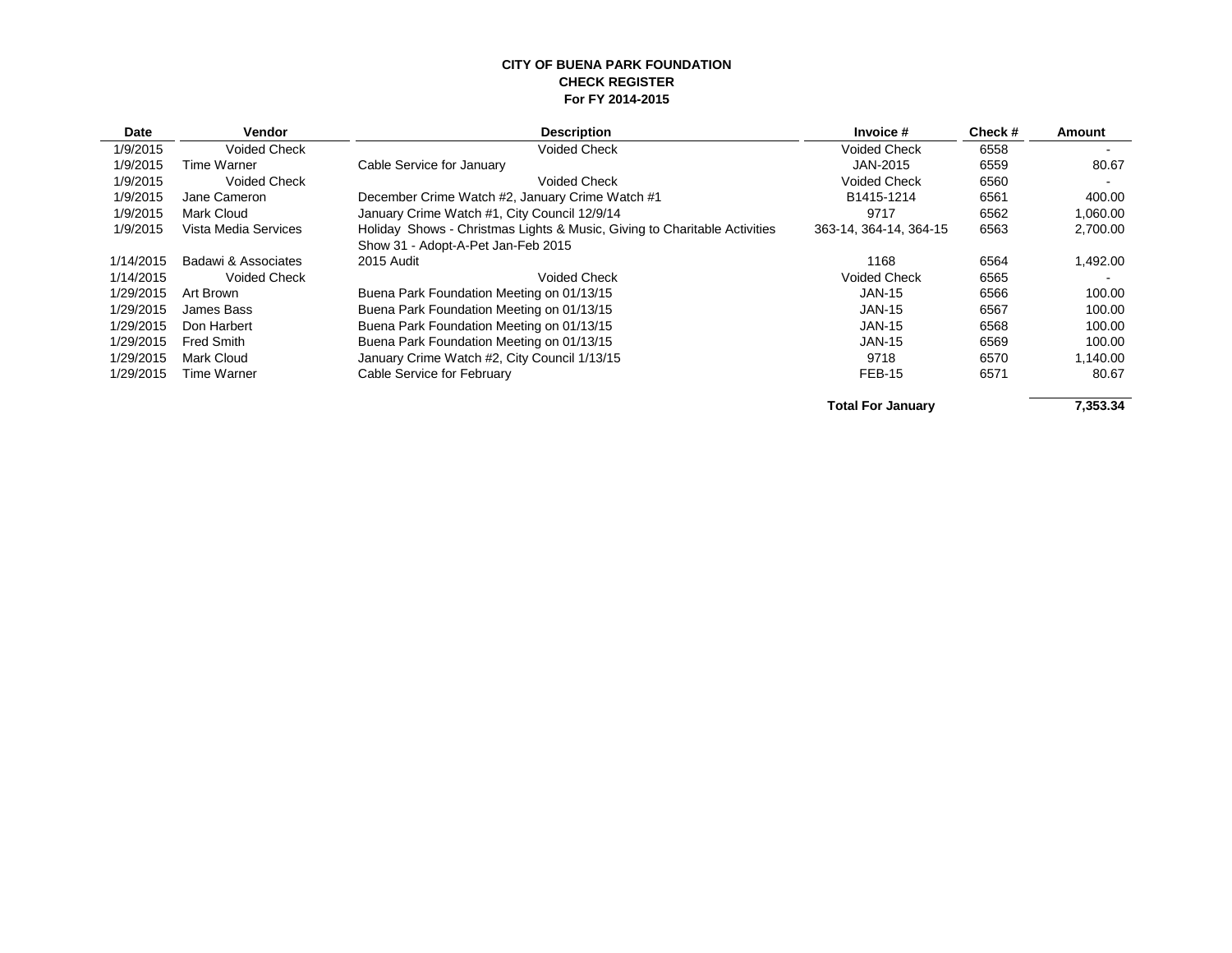**CITY OF BUENA PARK FOUNDATION**
**CHECK REGISTER**
**For FY 2014-2015**

| Date | Vendor | Description | Invoice # | Check # | Amount |
|---|---|---|---|---|---|
| 1/9/2015 | Voided Check | Voided Check | Voided Check | 6558 | - |
| 1/9/2015 | Time Warner | Cable Service for January | JAN-2015 | 6559 | 80.67 |
| 1/9/2015 | Voided Check | Voided Check | Voided Check | 6560 | - |
| 1/9/2015 | Jane Cameron | December Crime Watch #2, January Crime Watch #1 | B1415-1214 | 6561 | 400.00 |
| 1/9/2015 | Mark Cloud | January Crime Watch #1, City Council 12/9/14 | 9717 | 6562 | 1,060.00 |
| 1/9/2015 | Vista Media Services | Holiday Shows - Christmas Lights & Music, Giving to Charitable Activities Show 31 - Adopt-A-Pet Jan-Feb 2015 | 363-14, 364-14, 364-15 | 6563 | 2,700.00 |
| 1/14/2015 | Badawi & Associates | 2015 Audit | 1168 | 6564 | 1,492.00 |
| 1/14/2015 | Voided Check | Voided Check | Voided Check | 6565 | - |
| 1/29/2015 | Art Brown | Buena Park Foundation Meeting on 01/13/15 | JAN-15 | 6566 | 100.00 |
| 1/29/2015 | James Bass | Buena Park Foundation Meeting on 01/13/15 | JAN-15 | 6567 | 100.00 |
| 1/29/2015 | Don Harbert | Buena Park Foundation Meeting on 01/13/15 | JAN-15 | 6568 | 100.00 |
| 1/29/2015 | Fred Smith | Buena Park Foundation Meeting on 01/13/15 | JAN-15 | 6569 | 100.00 |
| 1/29/2015 | Mark Cloud | January Crime Watch #2, City Council 1/13/15 | 9718 | 6570 | 1,140.00 |
| 1/29/2015 | Time Warner | Cable Service for February | FEB-15 | 6571 | 80.67 |
| | | | **Total For January** | | **7,353.34** |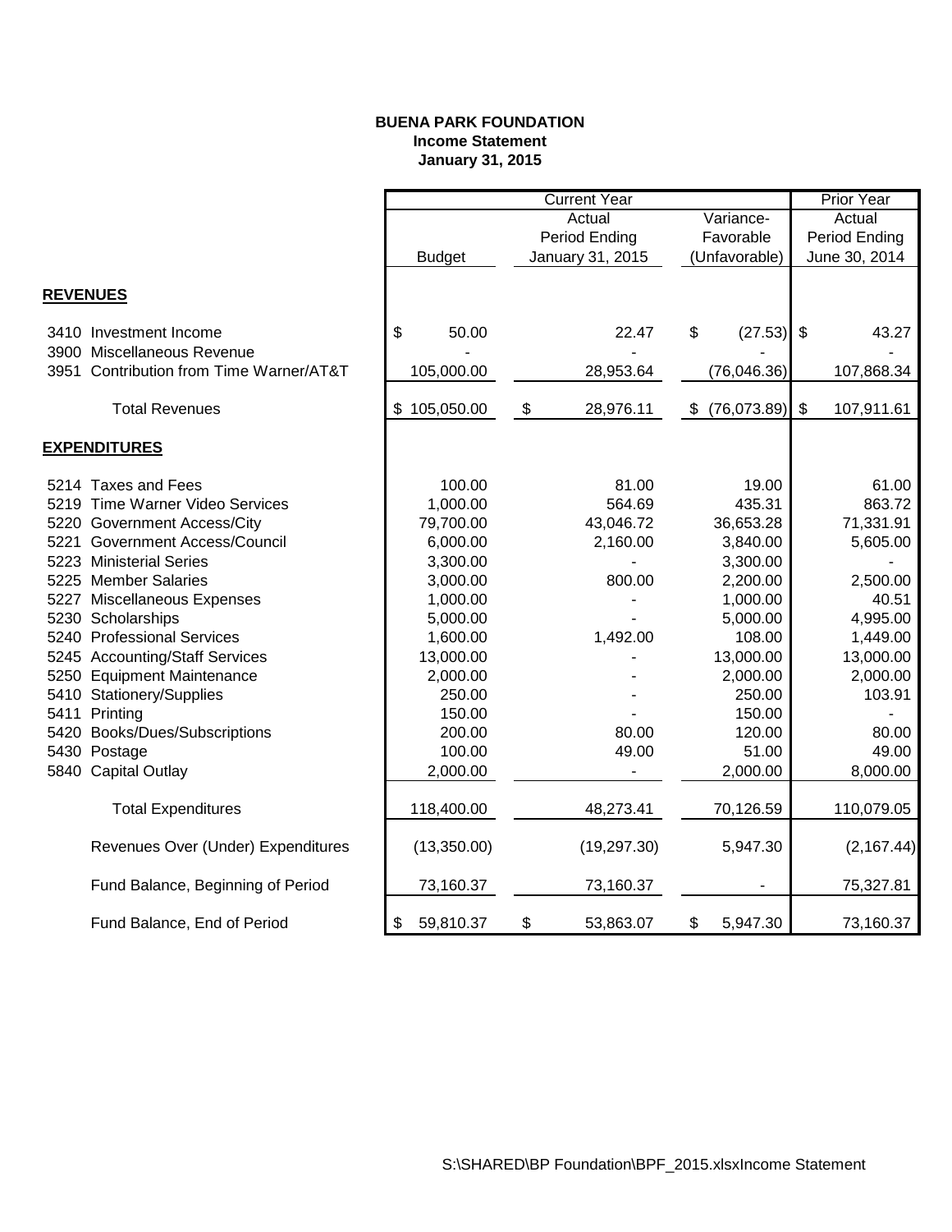**BUENA PARK FOUNDATION**
**Income Statement**
**January 31, 2015**

| | Current Year | | | Prior Year |
|---|---|---|---|---|
| | Budget | Actual Period Ending January 31, 2015 | Variance- Favorable (Unfavorable) | Actual Period Ending June 30, 2014 |
| **REVENUES** | | | | |
| 3410 Investment Income | $ 50.00 | 22.47 | $ (27.53) | $ 43.27 |
| 3900 Miscellaneous Revenue | - | - | - | - |
| 3951 Contribution from Time Warner/AT&T | 105,000.00 | 28,953.64 | (76,046.36) | 107,868.34 |
| Total Revenues | $ 105,050.00 | $ 28,976.11 | $ (76,073.89) | $ 107,911.61 |
| **EXPENDITURES** | | | | |
| 5214 Taxes and Fees | 100.00 | 81.00 | 19.00 | 61.00 |
| 5219 Time Warner Video Services | 1,000.00 | 564.69 | 435.31 | 863.72 |
| 5220 Government Access/City | 79,700.00 | 43,046.72 | 36,653.28 | 71,331.91 |
| 5221 Government Access/Council | 6,000.00 | 2,160.00 | 3,840.00 | 5,605.00 |
| 5223 Ministerial Series | 3,300.00 | - | 3,300.00 | - |
| 5225 Member Salaries | 3,000.00 | 800.00 | 2,200.00 | 2,500.00 |
| 5227 Miscellaneous Expenses | 1,000.00 | - | 1,000.00 | 40.51 |
| 5230 Scholarships | 5,000.00 | - | 5,000.00 | 4,995.00 |
| 5240 Professional Services | 1,600.00 | 1,492.00 | 108.00 | 1,449.00 |
| 5245 Accounting/Staff Services | 13,000.00 | - | 13,000.00 | 13,000.00 |
| 5250 Equipment Maintenance | 2,000.00 | - | 2,000.00 | 2,000.00 |
| 5410 Stationery/Supplies | 250.00 | - | 250.00 | 103.91 |
| 5411 Printing | 150.00 | - | 150.00 | - |
| 5420 Books/Dues/Subscriptions | 200.00 | 80.00 | 120.00 | 80.00 |
| 5430 Postage | 100.00 | 49.00 | 51.00 | 49.00 |
| 5840 Capital Outlay | 2,000.00 | - | 2,000.00 | 8,000.00 |
| Total Expenditures | 118,400.00 | 48,273.41 | 70,126.59 | 110,079.05 |
| Revenues Over (Under) Expenditures | (13,350.00) | (19,297.30) | 5,947.30 | (2,167.44) |
| Fund Balance, Beginning of Period | 73,160.37 | 73,160.37 | - | 75,327.81 |
| Fund Balance, End of Period | $ 59,810.37 | $ 53,863.07 | $ 5,947.30 | 73,160.37 |

S:\SHARED\BP Foundation\BPF_2015.xlsxIncome Statement